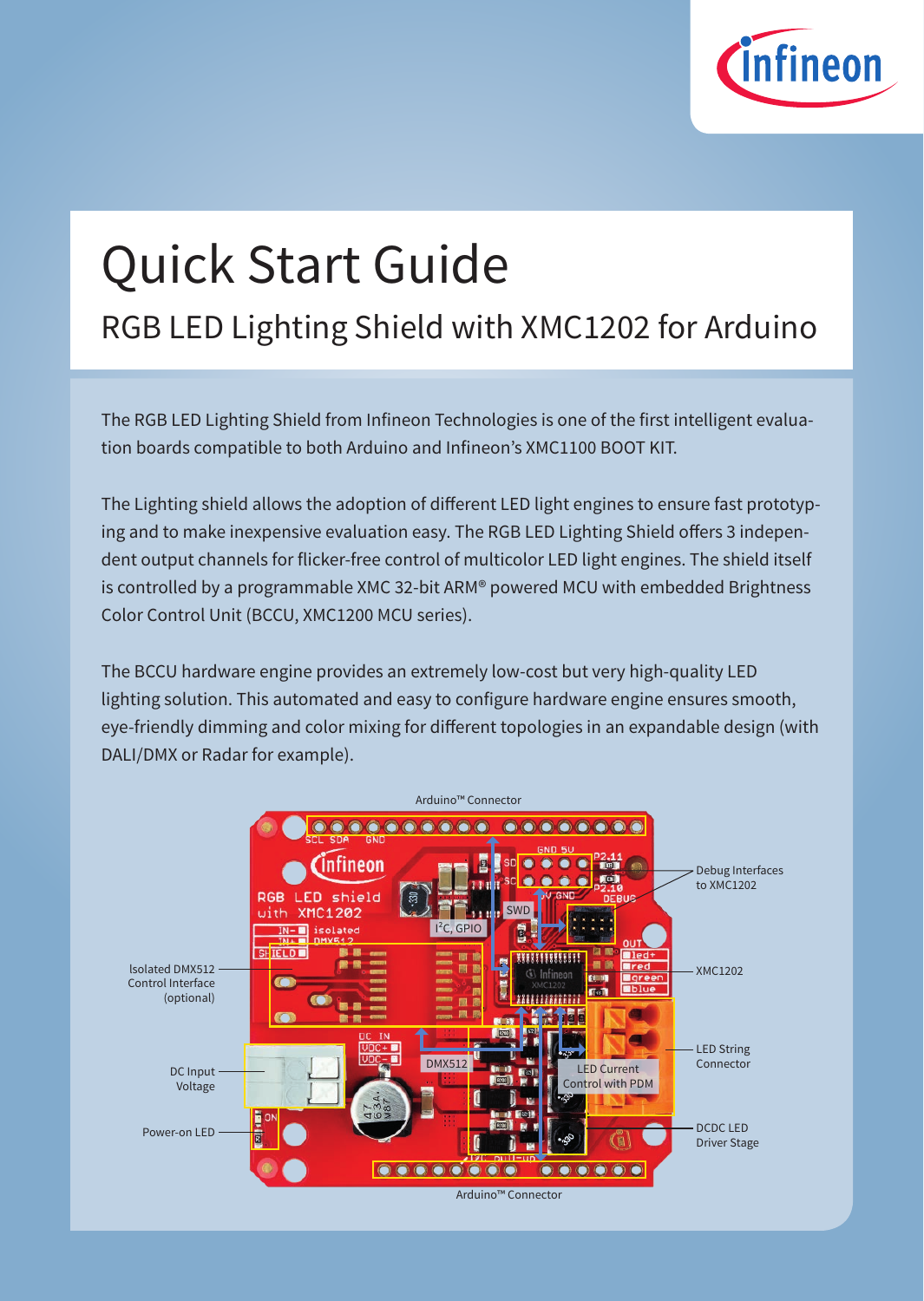# Quick Start Guide

## RGB LED Lighting Shield with XMC1202 for Arduino

The RGB LED Lighting Shield from Infineon Technologies is one of the first intelligent evaluation boards compatible to both Arduino and Infineon's XMC1100 BOOT KIT.

The Lighting shield allows the adoption of different LED light engines to ensure fast prototyping and to make inexpensive evaluation easy. The RGB LED Lighting Shield offers 3 independent output channels for flicker-free control of multicolor LED light engines. The shield itself is controlled by a programmable XMC 32-bit ARM® powered MCU with embedded Brightness Color Control Unit (BCCU, XMC1200 MCU series).

The BCCU hardware engine provides an extremely low-cost but very high-quality LED lighting solution. This automated and easy to configure hardware engine ensures smooth, eye-friendly dimming and color mixing for different topologies in an expandable design (with DALI/DMX or Radar for example).

Arduino™ Connector

Debug Interfaces to XMC1202

SWD

I²C, GPIO

Isolated DMX512 Control Interface (optional)

XMC1202

LED String Connector

DMX512

LED Current Control with PDM

DC Input Voltage

DCDC LED Driver Stage

Power-on LED

Arduino™ Connector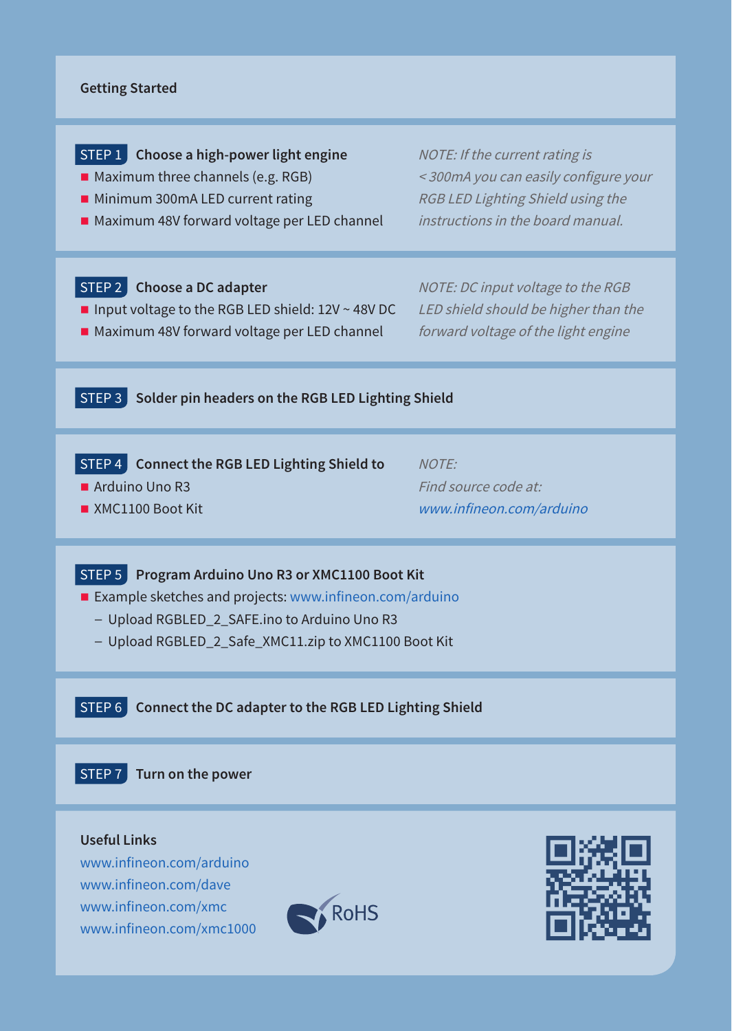## Getting Started

### STEP 1 Choose a high-power light engine

- Maximum three channels (e.g. RGB)
- Minimum 300mA LED current rating
- Maximum 48V forward voltage per LED channel

*NOTE: If the current rating is < 300mA you can easily configure your RGB LED Lighting Shield using the instructions in the board manual.*

### STEP 2 Choose a DC adapter

- Input voltage to the RGB LED shield: 12V ~ 48V DC
- Maximum 48V forward voltage per LED channel

*NOTE: DC input voltage to the RGB LED shield should be higher than the forward voltage of the light engine*

### STEP 3 Solder pin headers on the RGB LED Lighting Shield

### STEP 4 Connect the RGB LED Lighting Shield to

- Arduino Uno R3
- XMC1100 Boot Kit

*NOTE:*
*Find source code at:*
*www.infineon.com/arduino*

### STEP 5 Program Arduino Uno R3 or XMC1100 Boot Kit

- Example sketches and projects: www.infineon.com/arduino
  - Upload RGBLED_2_SAFE.ino to Arduino Uno R3
  - Upload RGBLED_2_Safe_XMC11.zip to XMC1100 Boot Kit

### STEP 6 Connect the DC adapter to the RGB LED Lighting Shield

### STEP 7 Turn on the power

## Useful Links

www.infineon.com/arduino
www.infineon.com/dave
www.infineon.com/xmc
www.infineon.com/xmc1000

RoHS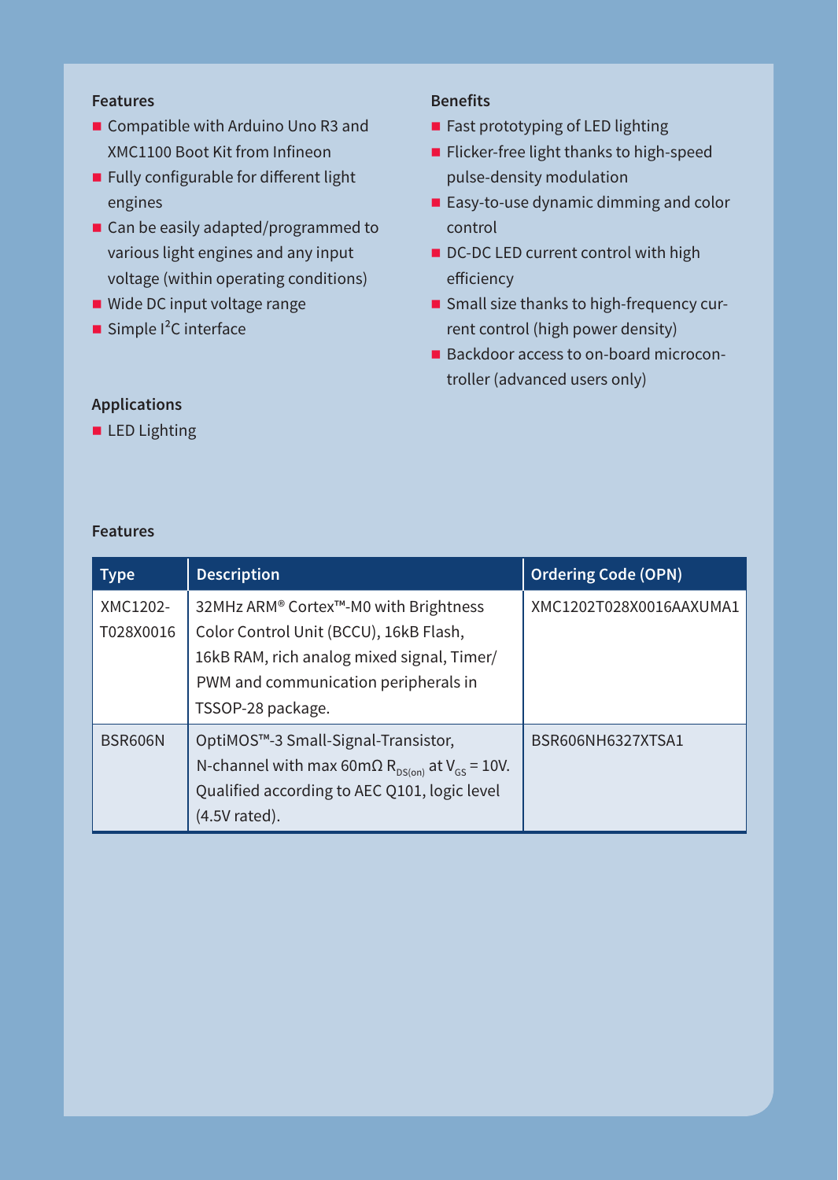### Features

- Compatible with Arduino Uno R3 and XMC1100 Boot Kit from Infineon
- Fully configurable for different light engines
- Can be easily adapted/programmed to various light engines and any input voltage (within operating conditions)
- Wide DC input voltage range
- Simple I²C interface

### Benefits

- Fast prototyping of LED lighting
- Flicker-free light thanks to high-speed pulse-density modulation
- Easy-to-use dynamic dimming and color control
- DC-DC LED current control with high efficiency
- Small size thanks to high-frequency current control (high power density)
- Backdoor access to on-board microcontroller (advanced users only)

### Applications

- LED Lighting

### Features

| Type | Description | Ordering Code (OPN) |
|---|---|---|
| XMC1202-T028X0016 | 32MHz ARM® Cortex™-M0 with Brightness Color Control Unit (BCCU), 16kB Flash, 16kB RAM, rich analog mixed signal, Timer/PWM and communication peripherals in TSSOP-28 package. | XMC1202T028X0016AAXUMA1 |
| BSR606N | OptiMOS™-3 Small-Signal-Transistor, N-channel with max 60mΩ $R_{DS(on)}$ at $V_{GS}$ = 10V. Qualified according to AEC Q101, logic level (4.5V rated). | BSR606NH6327XTSA1 |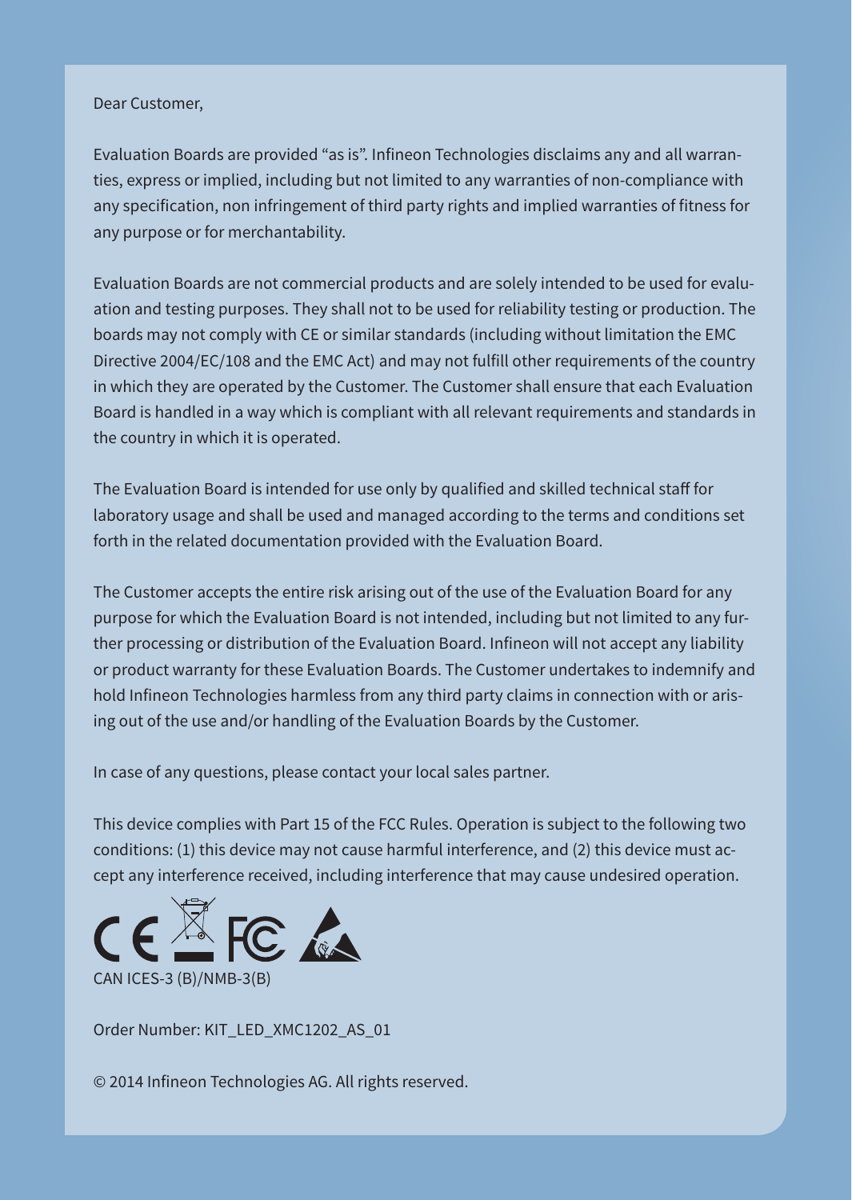Dear Customer,

Evaluation Boards are provided “as is”. Infineon Technologies disclaims any and all warranties, express or implied, including but not limited to any warranties of non-compliance with any specification, non infringement of third party rights and implied warranties of fitness for any purpose or for merchantability.

Evaluation Boards are not commercial products and are solely intended to be used for evaluation and testing purposes. They shall not to be used for reliability testing or production. The boards may not comply with CE or similar standards (including without limitation the EMC Directive 2004/EC/108 and the EMC Act) and may not fulfill other requirements of the country in which they are operated by the Customer. The Customer shall ensure that each Evaluation Board is handled in a way which is compliant with all relevant requirements and standards in the country in which it is operated.

The Evaluation Board is intended for use only by qualified and skilled technical staff for laboratory usage and shall be used and managed according to the terms and conditions set forth in the related documentation provided with the Evaluation Board.

The Customer accepts the entire risk arising out of the use of the Evaluation Board for any purpose for which the Evaluation Board is not intended, including but not limited to any further processing or distribution of the Evaluation Board. Infineon will not accept any liability or product warranty for these Evaluation Boards. The Customer undertakes to indemnify and hold Infineon Technologies harmless from any third party claims in connection with or arising out of the use and/or handling of the Evaluation Boards by the Customer.

In case of any questions, please contact your local sales partner.

This device complies with Part 15 of the FCC Rules. Operation is subject to the following two conditions: (1) this device may not cause harmful interference, and (2) this device must accept any interference received, including interference that may cause undesired operation.

CAN ICES-3 (B)/NMB-3(B)

Order Number: KIT_LED_XMC1202_AS_01

© 2014 Infineon Technologies AG. All rights reserved.